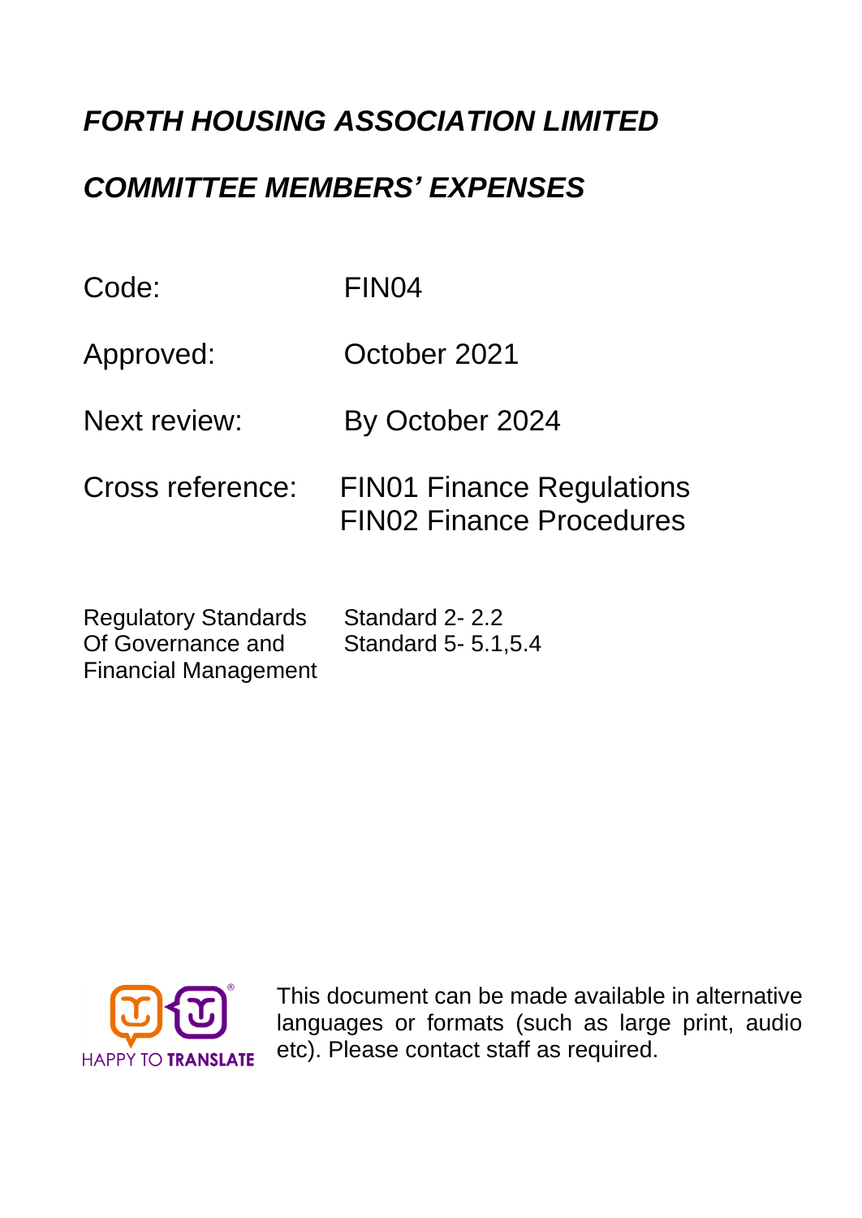# *FORTH HOUSING ASSOCIATION LIMITED*

## *COMMITTEE MEMBERS' EXPENSES*

| | |
|---|---|
| Code: | FIN04 |
| Approved: | October 2021 |
| Next review: | By October 2024 |
| Cross reference: | FIN01 Finance Regulations<br>FIN02 Finance Procedures |
| Regulatory Standards Of Governance and Financial Management | Standard 2- 2.2<br>Standard 5- 5.1,5.4 |

HAPPY TO TRANSLATE

This document can be made available in alternative languages or formats (such as large print, audio etc). Please contact staff as required.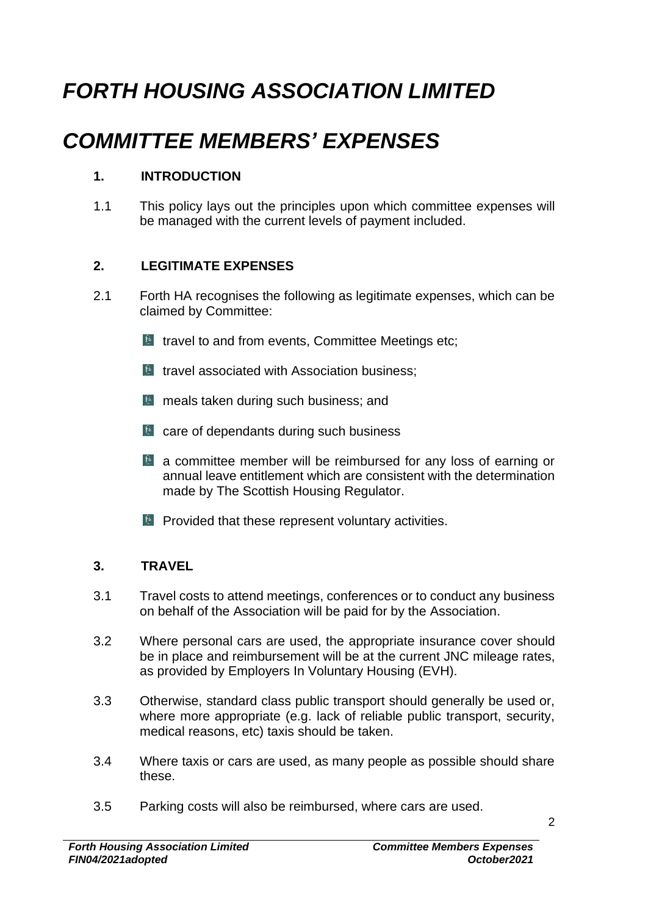# *FORTH HOUSING ASSOCIATION LIMITED*

# *COMMITTEE MEMBERS' EXPENSES*

## 1. INTRODUCTION

1.1 This policy lays out the principles upon which committee expenses will be managed with the current levels of payment included.

## 2. LEGITIMATE EXPENSES

2.1 Forth HA recognises the following as legitimate expenses, which can be claimed by Committee:

- travel to and from events, Committee Meetings etc;
- travel associated with Association business;
- meals taken during such business; and
- care of dependants during such business
- a committee member will be reimbursed for any loss of earning or annual leave entitlement which are consistent with the determination made by The Scottish Housing Regulator.
- Provided that these represent voluntary activities.

## 3. TRAVEL

3.1 Travel costs to attend meetings, conferences or to conduct any business on behalf of the Association will be paid for by the Association.

3.2 Where personal cars are used, the appropriate insurance cover should be in place and reimbursement will be at the current JNC mileage rates, as provided by Employers In Voluntary Housing (EVH).

3.3 Otherwise, standard class public transport should generally be used or, where more appropriate (e.g. lack of reliable public transport, security, medical reasons, etc) taxis should be taken.

3.4 Where taxis or cars are used, as many people as possible should share these.

3.5 Parking costs will also be reimbursed, where cars are used.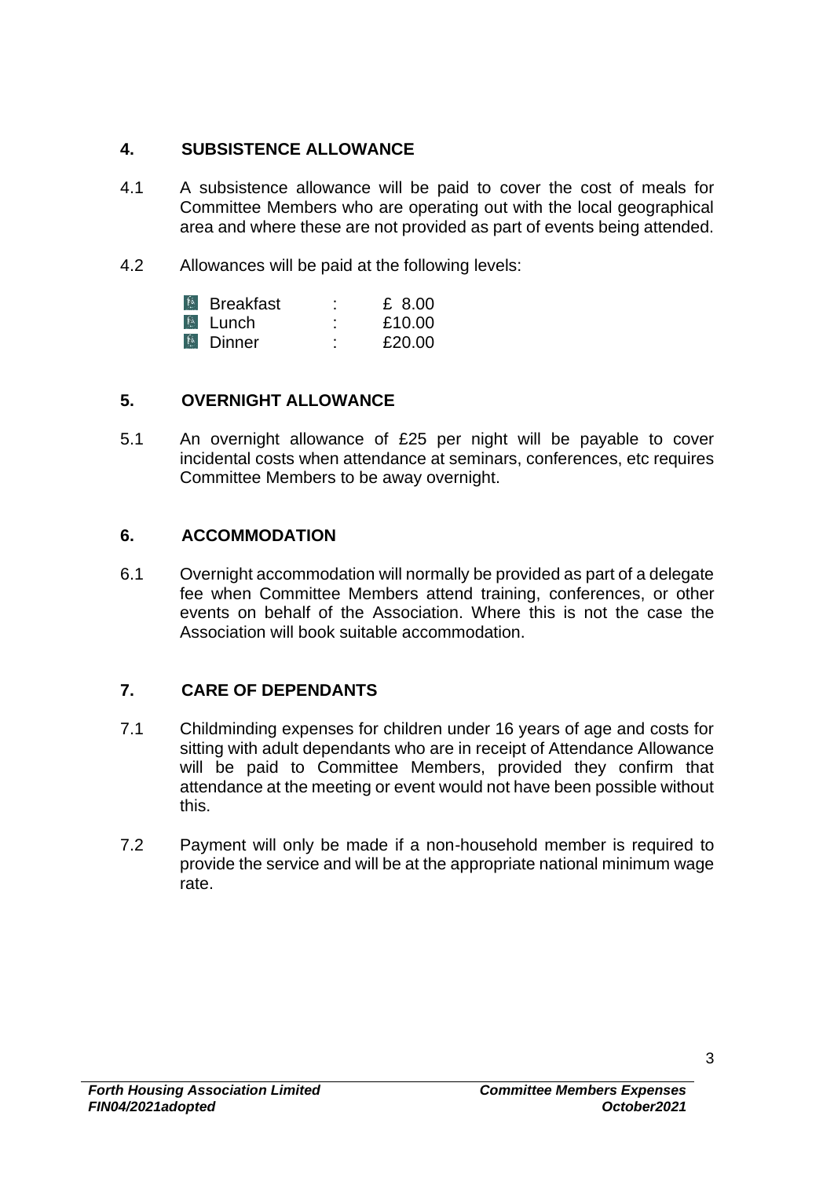## 4. SUBSISTENCE ALLOWANCE

4.1 A subsistence allowance will be paid to cover the cost of meals for Committee Members who are operating out with the local geographical area and where these are not provided as part of events being attended.

4.2 Allowances will be paid at the following levels:

- Breakfast : £ 8.00
- Lunch : £10.00
- Dinner : £20.00

## 5. OVERNIGHT ALLOWANCE

5.1 An overnight allowance of £25 per night will be payable to cover incidental costs when attendance at seminars, conferences, etc requires Committee Members to be away overnight.

## 6. ACCOMMODATION

6.1 Overnight accommodation will normally be provided as part of a delegate fee when Committee Members attend training, conferences, or other events on behalf of the Association. Where this is not the case the Association will book suitable accommodation.

## 7. CARE OF DEPENDANTS

7.1 Childminding expenses for children under 16 years of age and costs for sitting with adult dependants who are in receipt of Attendance Allowance will be paid to Committee Members, provided they confirm that attendance at the meeting or event would not have been possible without this.

7.2 Payment will only be made if a non-household member is required to provide the service and will be at the appropriate national minimum wage rate.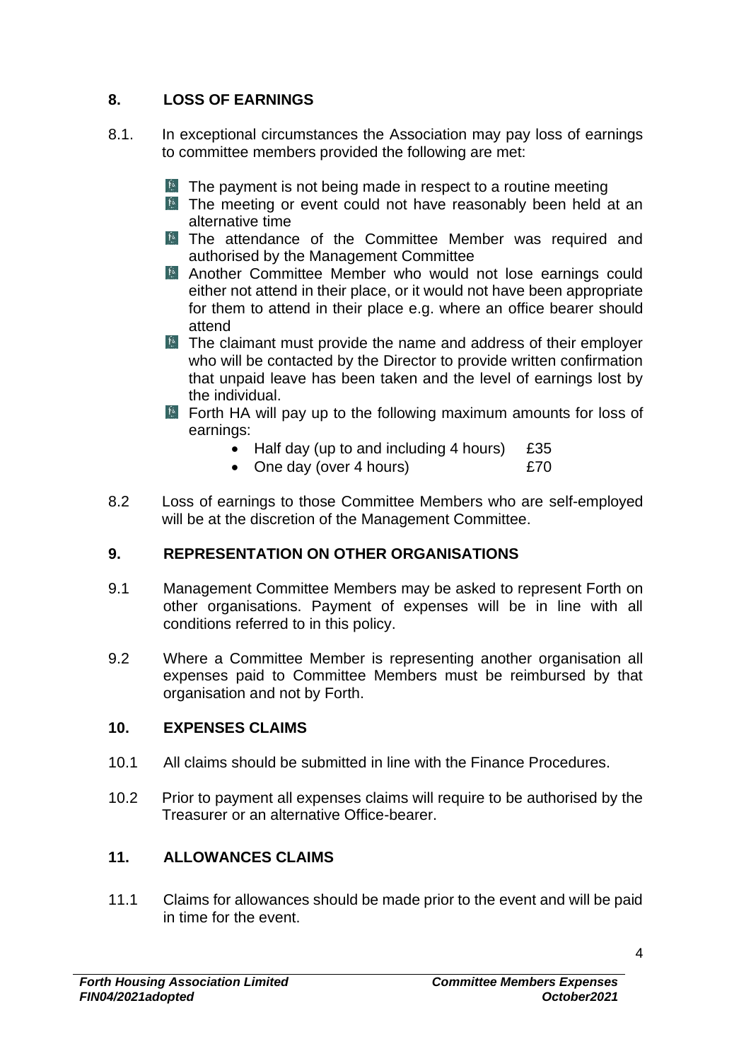## 8. LOSS OF EARNINGS

8.1. In exceptional circumstances the Association may pay loss of earnings to committee members provided the following are met:

- The payment is not being made in respect to a routine meeting
- The meeting or event could not have reasonably been held at an alternative time
- The attendance of the Committee Member was required and authorised by the Management Committee
- Another Committee Member who would not lose earnings could either not attend in their place, or it would not have been appropriate for them to attend in their place e.g. where an office bearer should attend
- The claimant must provide the name and address of their employer who will be contacted by the Director to provide written confirmation that unpaid leave has been taken and the level of earnings lost by the individual.
- Forth HA will pay up to the following maximum amounts for loss of earnings:
  - Half day (up to and including 4 hours) £35
  - One day (over 4 hours) £70

8.2 Loss of earnings to those Committee Members who are self-employed will be at the discretion of the Management Committee.

## 9. REPRESENTATION ON OTHER ORGANISATIONS

9.1 Management Committee Members may be asked to represent Forth on other organisations. Payment of expenses will be in line with all conditions referred to in this policy.

9.2 Where a Committee Member is representing another organisation all expenses paid to Committee Members must be reimbursed by that organisation and not by Forth.

## 10. EXPENSES CLAIMS

10.1 All claims should be submitted in line with the Finance Procedures.

10.2 Prior to payment all expenses claims will require to be authorised by the Treasurer or an alternative Office-bearer.

## 11. ALLOWANCES CLAIMS

11.1 Claims for allowances should be made prior to the event and will be paid in time for the event.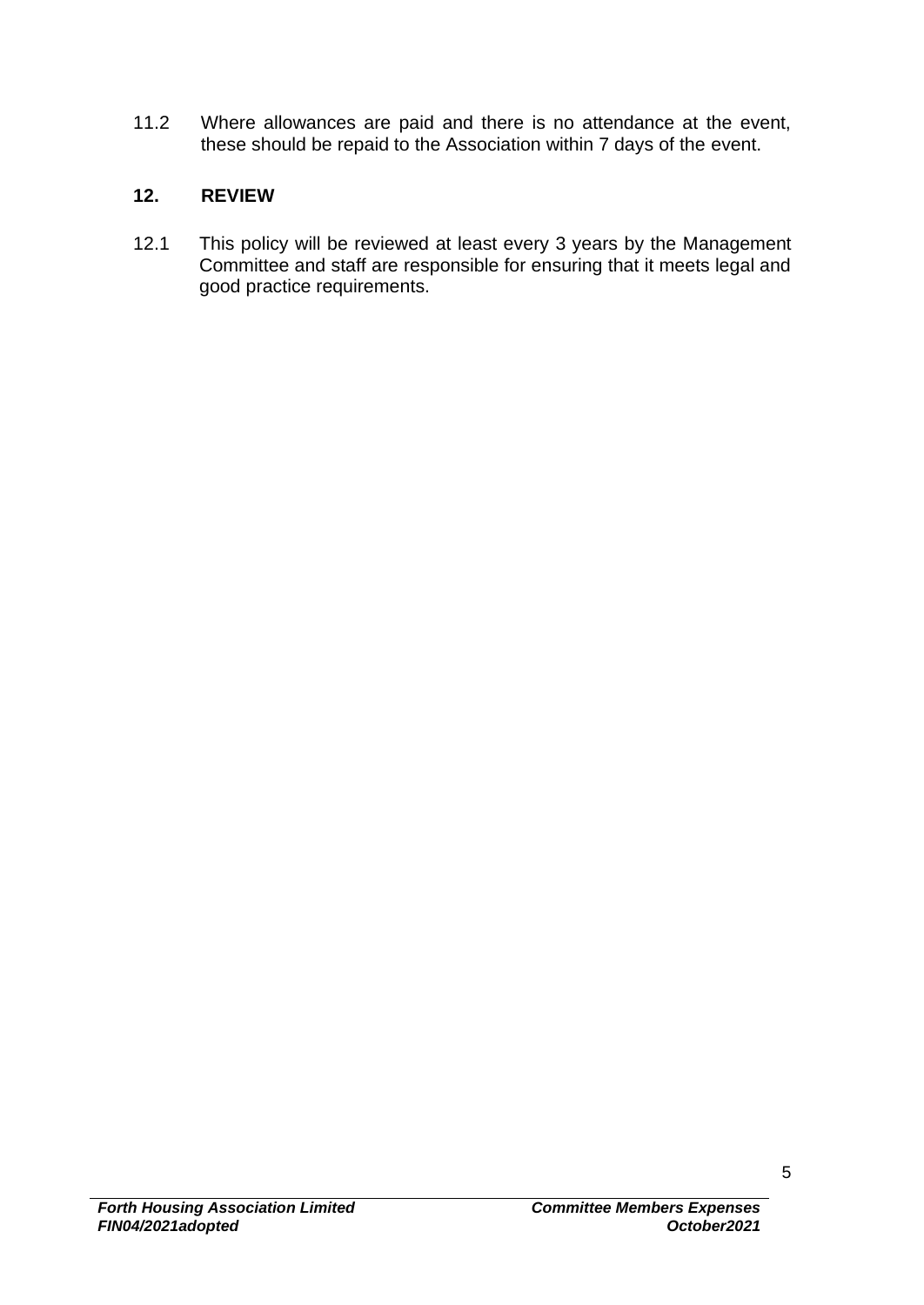11.2 Where allowances are paid and there is no attendance at the event, these should be repaid to the Association within 7 days of the event.

## 12. REVIEW

12.1 This policy will be reviewed at least every 3 years by the Management Committee and staff are responsible for ensuring that it meets legal and good practice requirements.